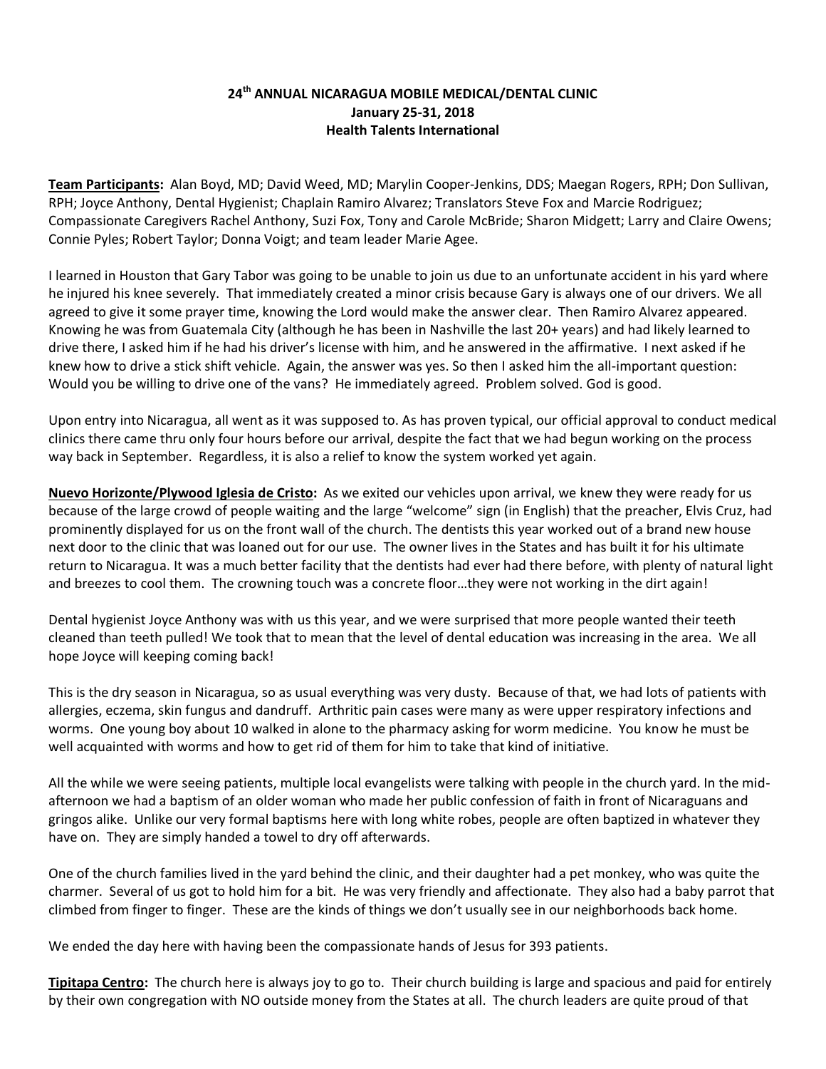**24th ANNUAL NICARAGUA MOBILE MEDICAL/DENTAL CLINIC**
**January 25-31, 2018**
**Health Talents International**

**Team Participants:** Alan Boyd, MD; David Weed, MD; Marylin Cooper-Jenkins, DDS; Maegan Rogers, RPH; Don Sullivan, RPH; Joyce Anthony, Dental Hygienist; Chaplain Ramiro Alvarez; Translators Steve Fox and Marcie Rodriguez; Compassionate Caregivers Rachel Anthony, Suzi Fox, Tony and Carole McBride; Sharon Midgett; Larry and Claire Owens; Connie Pyles; Robert Taylor; Donna Voigt; and team leader Marie Agee.

I learned in Houston that Gary Tabor was going to be unable to join us due to an unfortunate accident in his yard where he injured his knee severely. That immediately created a minor crisis because Gary is always one of our drivers. We all agreed to give it some prayer time, knowing the Lord would make the answer clear. Then Ramiro Alvarez appeared. Knowing he was from Guatemala City (although he has been in Nashville the last 20+ years) and had likely learned to drive there, I asked him if he had his driver's license with him, and he answered in the affirmative. I next asked if he knew how to drive a stick shift vehicle. Again, the answer was yes. So then I asked him the all-important question: Would you be willing to drive one of the vans? He immediately agreed. Problem solved. God is good.

Upon entry into Nicaragua, all went as it was supposed to. As has proven typical, our official approval to conduct medical clinics there came thru only four hours before our arrival, despite the fact that we had begun working on the process way back in September. Regardless, it is also a relief to know the system worked yet again.

**Nuevo Horizonte/Plywood Iglesia de Cristo:** As we exited our vehicles upon arrival, we knew they were ready for us because of the large crowd of people waiting and the large "welcome" sign (in English) that the preacher, Elvis Cruz, had prominently displayed for us on the front wall of the church. The dentists this year worked out of a brand new house next door to the clinic that was loaned out for our use. The owner lives in the States and has built it for his ultimate return to Nicaragua. It was a much better facility that the dentists had ever had there before, with plenty of natural light and breezes to cool them. The crowning touch was a concrete floor…they were not working in the dirt again!

Dental hygienist Joyce Anthony was with us this year, and we were surprised that more people wanted their teeth cleaned than teeth pulled! We took that to mean that the level of dental education was increasing in the area. We all hope Joyce will keeping coming back!

This is the dry season in Nicaragua, so as usual everything was very dusty. Because of that, we had lots of patients with allergies, eczema, skin fungus and dandruff. Arthritic pain cases were many as were upper respiratory infections and worms. One young boy about 10 walked in alone to the pharmacy asking for worm medicine. You know he must be well acquainted with worms and how to get rid of them for him to take that kind of initiative.

All the while we were seeing patients, multiple local evangelists were talking with people in the church yard. In the mid-afternoon we had a baptism of an older woman who made her public confession of faith in front of Nicaraguans and gringos alike. Unlike our very formal baptisms here with long white robes, people are often baptized in whatever they have on. They are simply handed a towel to dry off afterwards.

One of the church families lived in the yard behind the clinic, and their daughter had a pet monkey, who was quite the charmer. Several of us got to hold him for a bit. He was very friendly and affectionate. They also had a baby parrot that climbed from finger to finger. These are the kinds of things we don't usually see in our neighborhoods back home.

We ended the day here with having been the compassionate hands of Jesus for 393 patients.

**Tipitapa Centro:** The church here is always joy to go to. Their church building is large and spacious and paid for entirely by their own congregation with NO outside money from the States at all. The church leaders are quite proud of that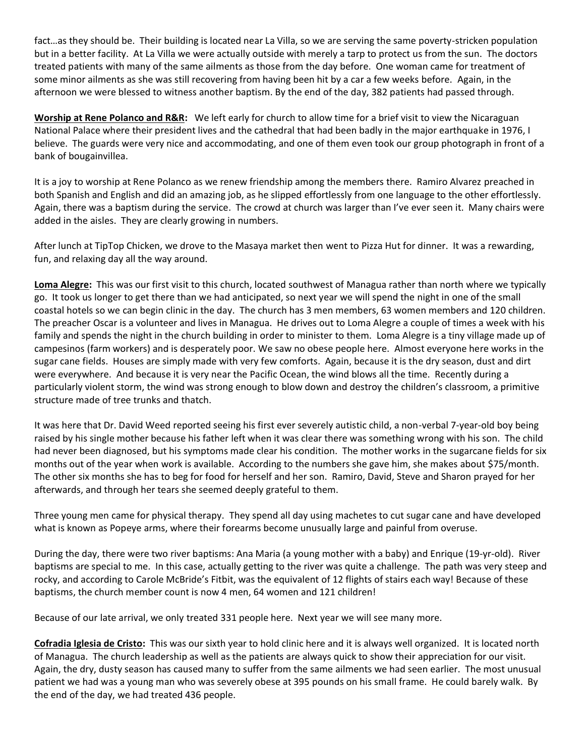fact…as they should be. Their building is located near La Villa, so we are serving the same poverty-stricken population but in a better facility. At La Villa we were actually outside with merely a tarp to protect us from the sun. The doctors treated patients with many of the same ailments as those from the day before. One woman came for treatment of some minor ailments as she was still recovering from having been hit by a car a few weeks before. Again, in the afternoon we were blessed to witness another baptism. By the end of the day, 382 patients had passed through.

**Worship at Rene Polanco and R&R:** We left early for church to allow time for a brief visit to view the Nicaraguan National Palace where their president lives and the cathedral that had been badly in the major earthquake in 1976, I believe. The guards were very nice and accommodating, and one of them even took our group photograph in front of a bank of bougainvillea.

It is a joy to worship at Rene Polanco as we renew friendship among the members there. Ramiro Alvarez preached in both Spanish and English and did an amazing job, as he slipped effortlessly from one language to the other effortlessly. Again, there was a baptism during the service. The crowd at church was larger than I've ever seen it. Many chairs were added in the aisles. They are clearly growing in numbers.

After lunch at TipTop Chicken, we drove to the Masaya market then went to Pizza Hut for dinner. It was a rewarding, fun, and relaxing day all the way around.

**Loma Alegre:** This was our first visit to this church, located southwest of Managua rather than north where we typically go. It took us longer to get there than we had anticipated, so next year we will spend the night in one of the small coastal hotels so we can begin clinic in the day. The church has 3 men members, 63 women members and 120 children. The preacher Oscar is a volunteer and lives in Managua. He drives out to Loma Alegre a couple of times a week with his family and spends the night in the church building in order to minister to them. Loma Alegre is a tiny village made up of campesinos (farm workers) and is desperately poor. We saw no obese people here. Almost everyone here works in the sugar cane fields. Houses are simply made with very few comforts. Again, because it is the dry season, dust and dirt were everywhere. And because it is very near the Pacific Ocean, the wind blows all the time. Recently during a particularly violent storm, the wind was strong enough to blow down and destroy the children's classroom, a primitive structure made of tree trunks and thatch.

It was here that Dr. David Weed reported seeing his first ever severely autistic child, a non-verbal 7-year-old boy being raised by his single mother because his father left when it was clear there was something wrong with his son. The child had never been diagnosed, but his symptoms made clear his condition. The mother works in the sugarcane fields for six months out of the year when work is available. According to the numbers she gave him, she makes about $75/month. The other six months she has to beg for food for herself and her son. Ramiro, David, Steve and Sharon prayed for her afterwards, and through her tears she seemed deeply grateful to them.

Three young men came for physical therapy. They spend all day using machetes to cut sugar cane and have developed what is known as Popeye arms, where their forearms become unusually large and painful from overuse.

During the day, there were two river baptisms: Ana Maria (a young mother with a baby) and Enrique (19-yr-old). River baptisms are special to me. In this case, actually getting to the river was quite a challenge. The path was very steep and rocky, and according to Carole McBride's Fitbit, was the equivalent of 12 flights of stairs each way! Because of these baptisms, the church member count is now 4 men, 64 women and 121 children!

Because of our late arrival, we only treated 331 people here. Next year we will see many more.

**Cofradia Iglesia de Cristo:** This was our sixth year to hold clinic here and it is always well organized. It is located north of Managua. The church leadership as well as the patients are always quick to show their appreciation for our visit. Again, the dry, dusty season has caused many to suffer from the same ailments we had seen earlier. The most unusual patient we had was a young man who was severely obese at 395 pounds on his small frame. He could barely walk. By the end of the day, we had treated 436 people.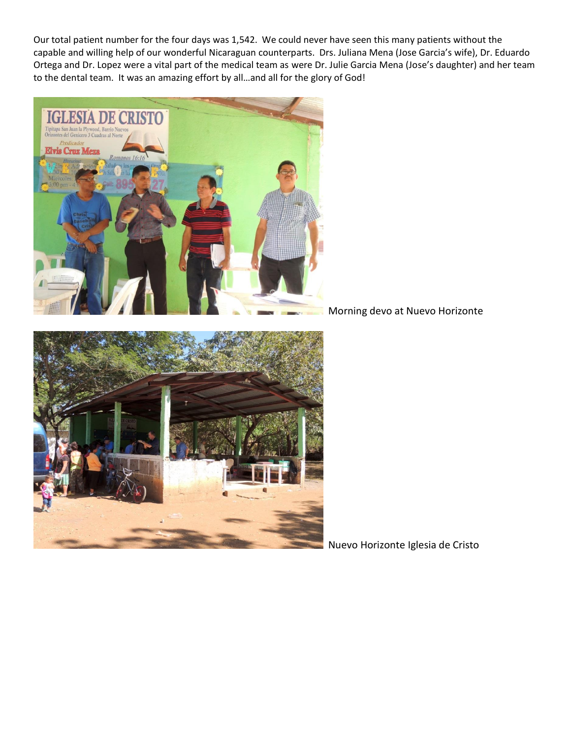Our total patient number for the four days was 1,542. We could never have seen this many patients without the capable and willing help of our wonderful Nicaraguan counterparts. Drs. Juliana Mena (Jose Garcia's wife), Dr. Eduardo Ortega and Dr. Lopez were a vital part of the medical team as were Dr. Julie Garcia Mena (Jose's daughter) and her team to the dental team. It was an amazing effort by all…and all for the glory of God!

Morning devo at Nuevo Horizonte

Nuevo Horizonte Iglesia de Cristo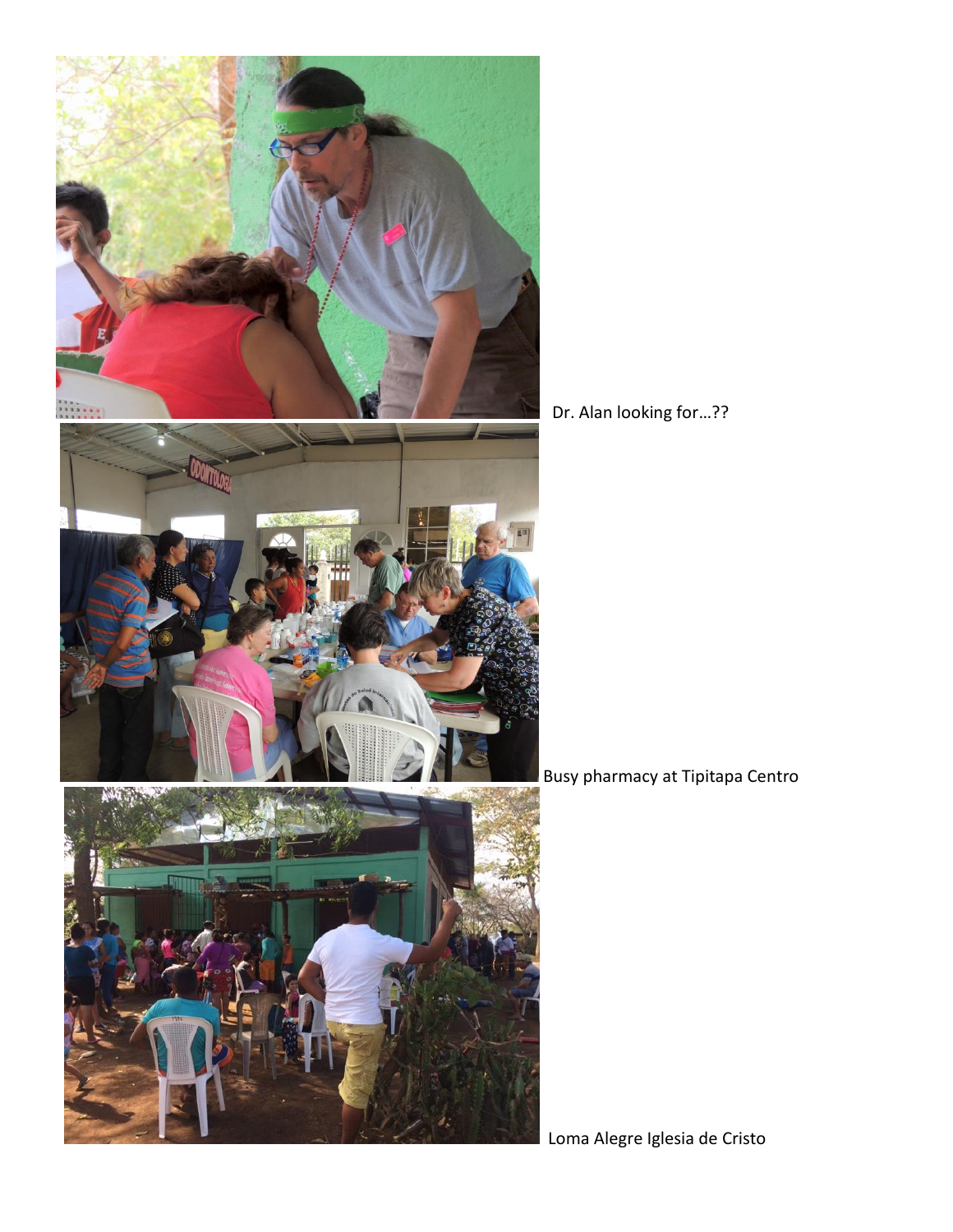Dr. Alan looking for…??

Busy pharmacy at Tipitapa Centro

Loma Alegre Iglesia de Cristo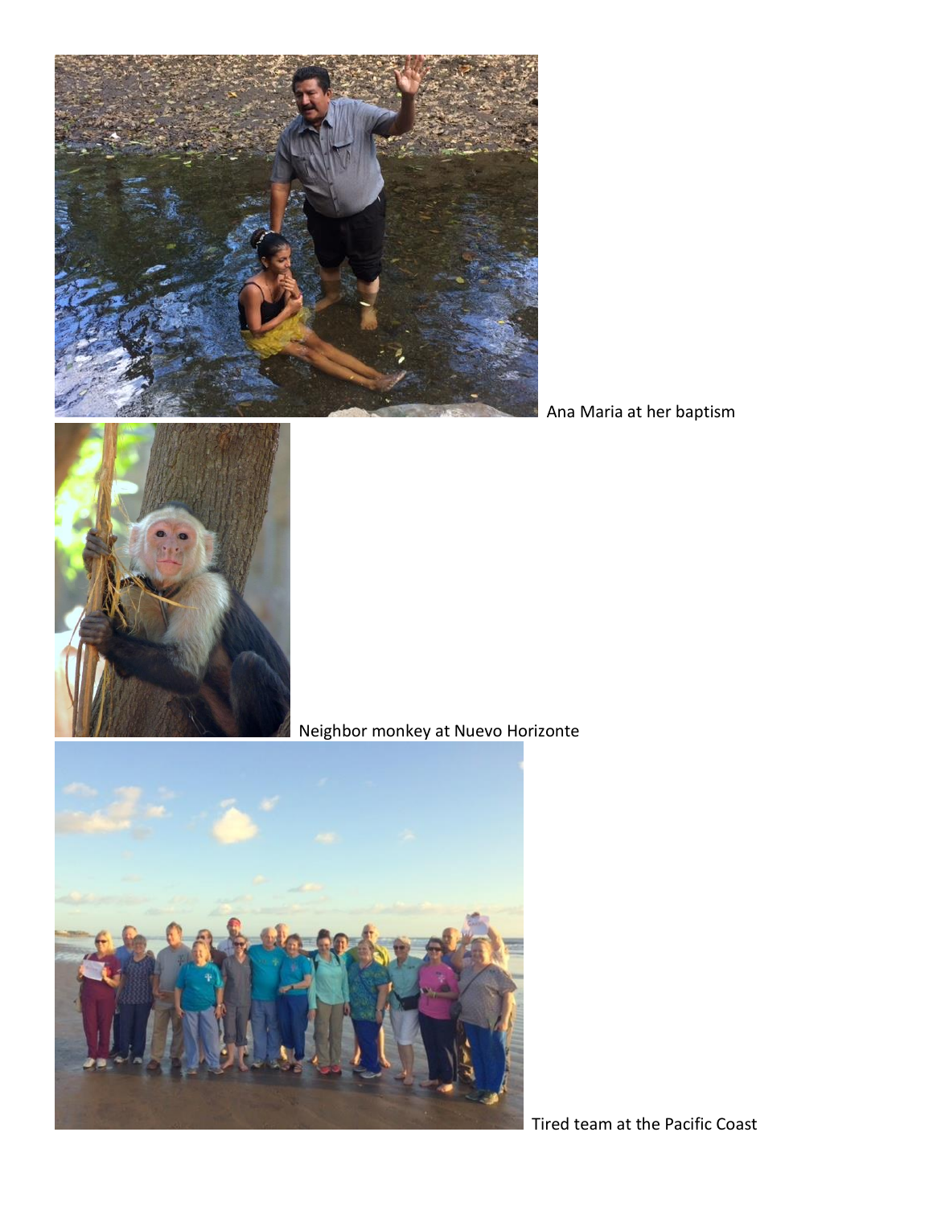Ana Maria at her baptism

Neighbor monkey at Nuevo Horizonte

Tired team at the Pacific Coast